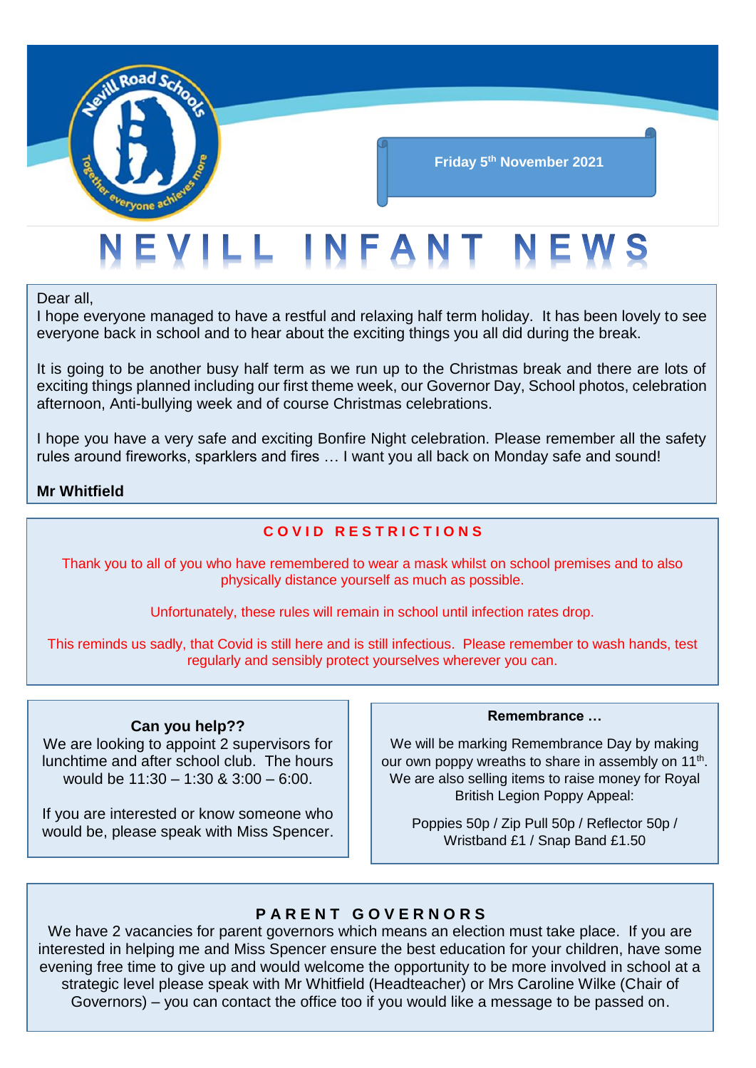Friday 5th November 2021

# NEVILL INFANT NEWS

Dear all,
I hope everyone managed to have a restful and relaxing half term holiday. It has been lovely to see everyone back in school and to hear about the exciting things you all did during the break.

It is going to be another busy half term as we run up to the Christmas break and there are lots of exciting things planned including our first theme week, our Governor Day, School photos, celebration afternoon, Anti-bullying week and of course Christmas celebrations.

I hope you have a very safe and exciting Bonfire Night celebration. Please remember all the safety rules around fireworks, sparklers and fires … I want you all back on Monday safe and sound!

**Mr Whitfield**

## COVID RESTRICTIONS

Thank you to all of you who have remembered to wear a mask whilst on school premises and to also physically distance yourself as much as possible.

Unfortunately, these rules will remain in school until infection rates drop.

This reminds us sadly, that Covid is still here and is still infectious. Please remember to wash hands, test regularly and sensibly protect yourselves wherever you can.

### Can you help??

We are looking to appoint 2 supervisors for lunchtime and after school club. The hours would be 11:30 – 1:30 & 3:00 – 6:00.

If you are interested or know someone who would be, please speak with Miss Spencer.

### Remembrance …

We will be marking Remembrance Day by making our own poppy wreaths to share in assembly on 11th. We are also selling items to raise money for Royal British Legion Poppy Appeal:

Poppies 50p / Zip Pull 50p / Reflector 50p / Wristband £1 / Snap Band £1.50

## PARENT GOVERNORS

We have 2 vacancies for parent governors which means an election must take place. If you are interested in helping me and Miss Spencer ensure the best education for your children, have some evening free time to give up and would welcome the opportunity to be more involved in school at a strategic level please speak with Mr Whitfield (Headteacher) or Mrs Caroline Wilke (Chair of Governors) – you can contact the office too if you would like a message to be passed on.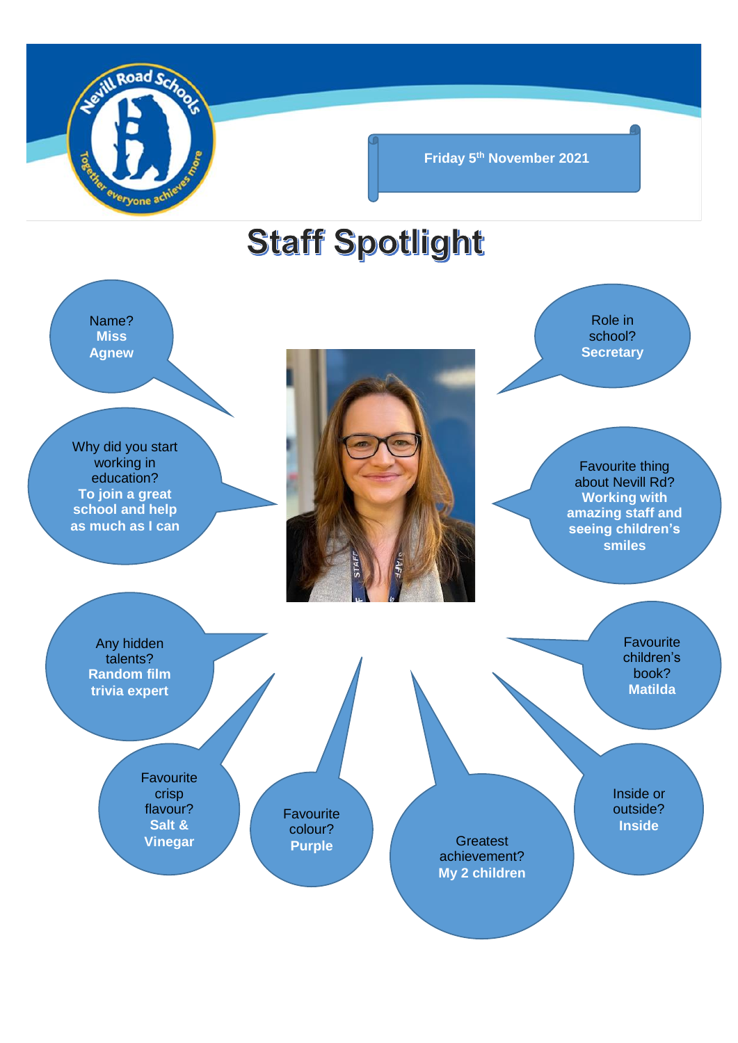Friday 5th November 2021

# Staff Spotlight

Name?
**Miss Agnew**

Role in school?
**Secretary**

Why did you start working in education?
**To join a great school and help as much as I can**

Favourite thing about Nevill Rd?
**Working with amazing staff and seeing children's smiles**

Any hidden talents?
**Random film trivia expert**

Favourite children's book?
**Matilda**

Favourite crisp flavour?
**Salt & Vinegar**

Favourite colour?
**Purple**

Greatest achievement?
**My 2 children**

Inside or outside?
**Inside**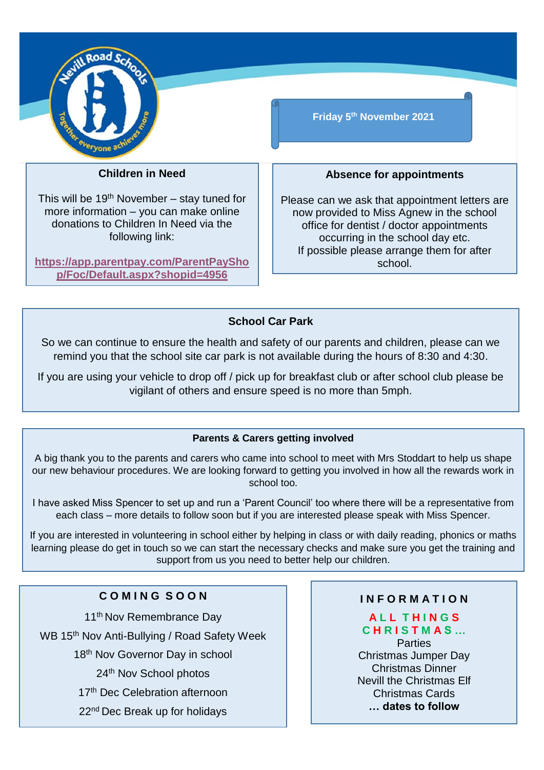Friday 5th November 2021

## Children in Need

This will be 19th November – stay tuned for more information – you can make online donations to Children In Need via the following link:

https://app.parentpay.com/ParentPayShop/Foc/Default.aspx?shopid=4956

## Absence for appointments

Please can we ask that appointment letters are now provided to Miss Agnew in the school office for dentist / doctor appointments occurring in the school day etc.
If possible please arrange them for after school.

## School Car Park

So we can continue to ensure the health and safety of our parents and children, please can we remind you that the school site car park is not available during the hours of 8:30 and 4:30.

If you are using your vehicle to drop off / pick up for breakfast club or after school club please be vigilant of others and ensure speed is no more than 5mph.

## Parents & Carers getting involved

A big thank you to the parents and carers who came into school to meet with Mrs Stoddart to help us shape our new behaviour procedures. We are looking forward to getting you involved in how all the rewards work in school too.

I have asked Miss Spencer to set up and run a 'Parent Council' too where there will be a representative from each class – more details to follow soon but if you are interested please speak with Miss Spencer.

If you are interested in volunteering in school either by helping in class or with daily reading, phonics or maths learning please do get in touch so we can start the necessary checks and make sure you get the training and support from us you need to better help our children.

## COMING SOON

11th Nov Remembrance Day

WB 15th Nov Anti-Bullying / Road Safety Week

18th Nov Governor Day in school

24th Nov School photos

17th Dec Celebration afternoon

22nd Dec Break up for holidays

## INFORMATION

**ALL THINGS CHRISTMAS…**

Parties
Christmas Jumper Day
Christmas Dinner
Nevill the Christmas Elf
Christmas Cards
**… dates to follow**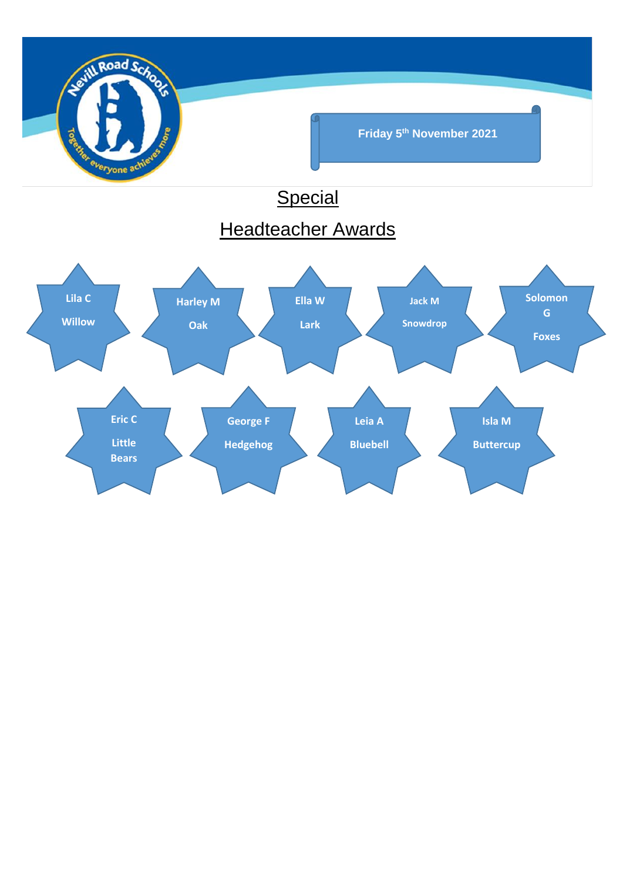Friday 5th November 2021

# Special

# Headteacher Awards

Lila C

Willow

Harley M

Oak

Ella W

Lark

Jack M

Snowdrop

Solomon G

Foxes

Eric C

Little Bears

George F

Hedgehog

Leia A

Bluebell

Isla M

Buttercup